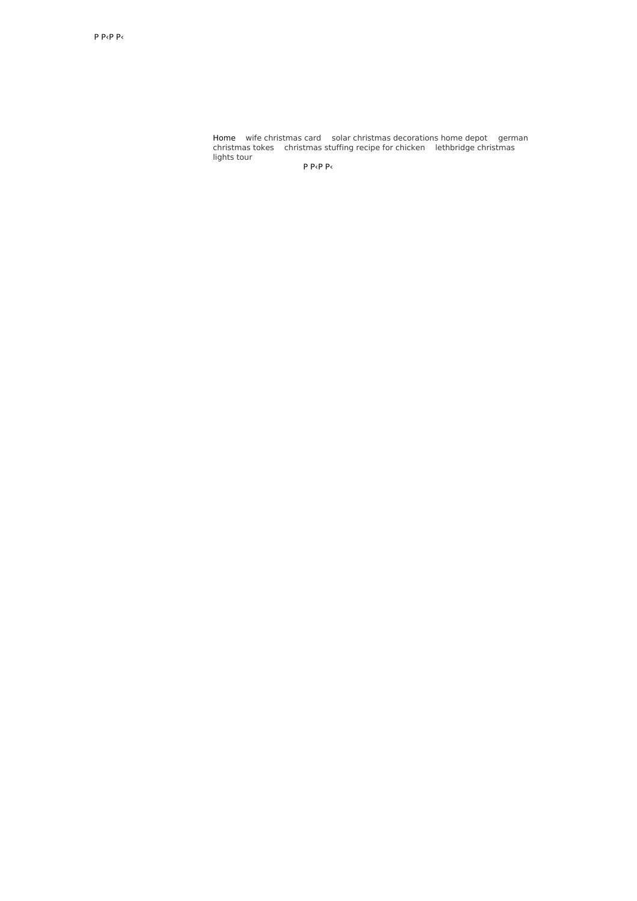P P‹P P‹

Home wife christmas card solar christmas decorations home depot german christmas tokes christmas stuffing recipe for chicken lethbridge christmas lights tour

P P‹P P‹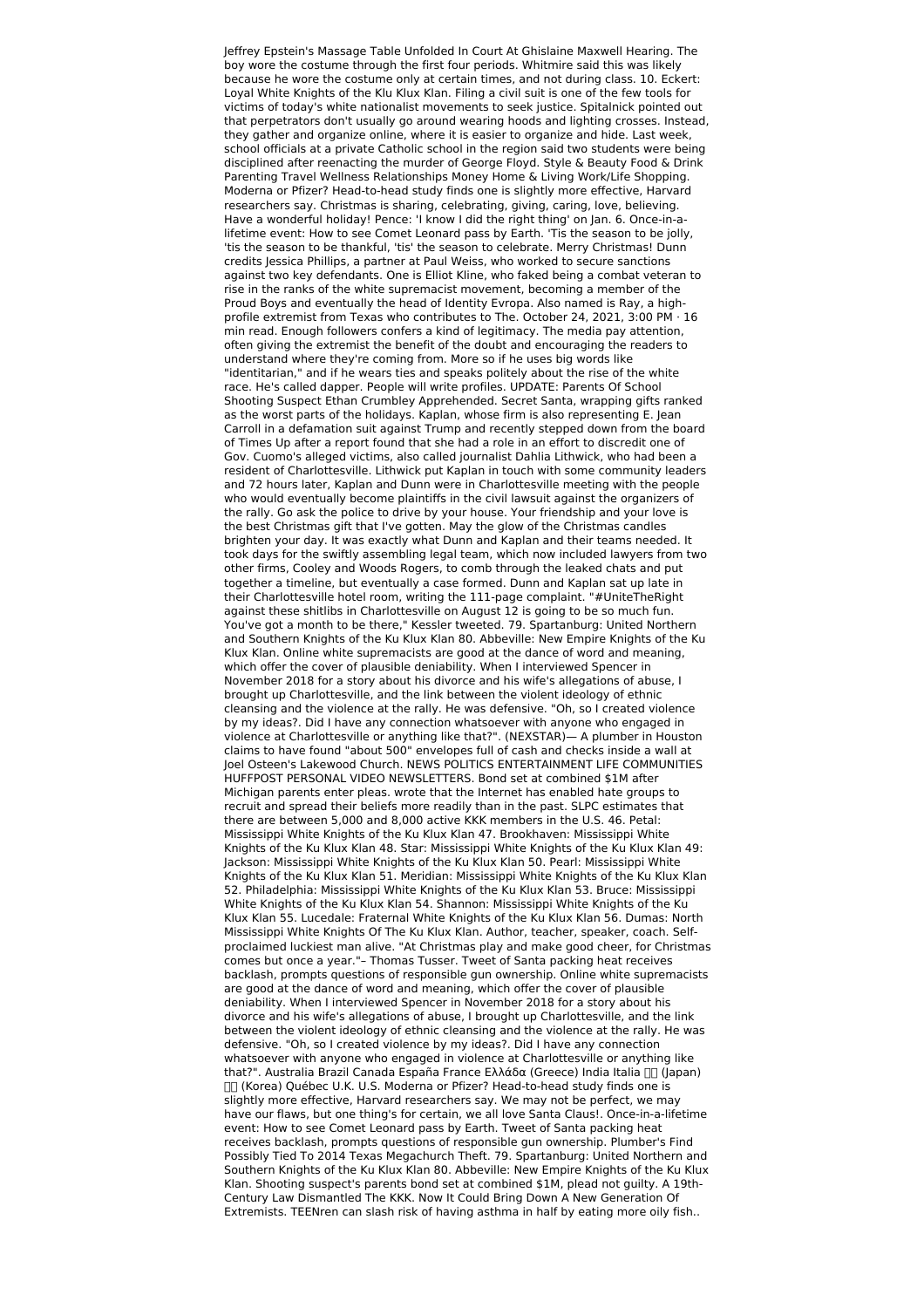Jeffrey Epstein's Massage Table Unfolded In Court At Ghislaine Maxwell Hearing. The boy wore the costume through the first four periods. Whitmire said this was likely because he wore the costume only at certain times, and not during class. 10. Eckert: Loyal White Knights of the Klu Klux Klan. Filing a civil suit is one of the few tools for victims of today's white nationalist movements to seek justice. Spitalnick pointed out that perpetrators don't usually go around wearing hoods and lighting crosses. Instead, they gather and organize online, where it is easier to organize and hide. Last week, school officials at a private Catholic school in the region said two students were being disciplined after reenacting the murder of George Floyd. Style & Beauty Food & Drink Parenting Travel Wellness Relationships Money Home & Living Work/Life Shopping. Moderna or Pfizer? Head-to-head study finds one is slightly more effective, Harvard researchers say. Christmas is sharing, celebrating, giving, caring, love, believing. Have a wonderful holiday! Pence: 'I know I did the right thing' on Jan. 6. Once-in-a-lifetime event: How to see Comet Leonard pass by Earth. 'Tis the season to be jolly, 'tis the season to be thankful, 'tis' the season to celebrate. Merry Christmas! Dunn credits Jessica Phillips, a partner at Paul Weiss, who worked to secure sanctions against two key defendants. One is Elliot Kline, who faked being a combat veteran to rise in the ranks of the white supremacist movement, becoming a member of the Proud Boys and eventually the head of Identity Evropa. Also named is Ray, a high-profile extremist from Texas who contributes to The. October 24, 2021, 3:00 PM · 16 min read. Enough followers confers a kind of legitimacy. The media pay attention, often giving the extremist the benefit of the doubt and encouraging the readers to understand where they're coming from. More so if he uses big words like "identitarian," and if he wears ties and speaks politely about the rise of the white race. He's called dapper. People will write profiles. UPDATE: Parents Of School Shooting Suspect Ethan Crumbley Apprehended. Secret Santa, wrapping gifts ranked as the worst parts of the holidays. Kaplan, whose firm is also representing E. Jean Carroll in a defamation suit against Trump and recently stepped down from the board of Times Up after a report found that she had a role in an effort to discredit one of Gov. Cuomo's alleged victims, also called journalist Dahlia Lithwick, who had been a resident of Charlottesville. Lithwick put Kaplan in touch with some community leaders and 72 hours later, Kaplan and Dunn were in Charlottesville meeting with the people who would eventually become plaintiffs in the civil lawsuit against the organizers of the rally. Go ask the police to drive by your house. Your friendship and your love is the best Christmas gift that I've gotten. May the glow of the Christmas candles brighten your day. It was exactly what Dunn and Kaplan and their teams needed. It took days for the swiftly assembling legal team, which now included lawyers from two other firms, Cooley and Woods Rogers, to comb through the leaked chats and put together a timeline, but eventually a case formed. Dunn and Kaplan sat up late in their Charlottesville hotel room, writing the 111-page complaint. "#UniteTheRight against these shitlibs in Charlottesville on August 12 is going to be so much fun. You've got a month to be there," Kessler tweeted. 79. Spartanburg: United Northern and Southern Knights of the Ku Klux Klan 80. Abbeville: New Empire Knights of the Ku Klux Klan. Online white supremacists are good at the dance of word and meaning, which offer the cover of plausible deniability. When I interviewed Spencer in November 2018 for a story about his divorce and his wife's allegations of abuse, I brought up Charlottesville, and the link between the violent ideology of ethnic cleansing and the violence at the rally. He was defensive. "Oh, so I created violence by my ideas?. Did I have any connection whatsoever with anyone who engaged in violence at Charlottesville or anything like that?". (NEXSTAR)— A plumber in Houston claims to have found "about 500" envelopes full of cash and checks inside a wall at Joel Osteen's Lakewood Church. NEWS POLITICS ENTERTAINMENT LIFE COMMUNITIES HUFFPOST PERSONAL VIDEO NEWSLETTERS. Bond set at combined $1M after Michigan parents enter pleas. wrote that the Internet has enabled hate groups to recruit and spread their beliefs more readily than in the past. SLPC estimates that there are between 5,000 and 8,000 active KKK members in the U.S. 46. Petal: Mississippi White Knights of the Ku Klux Klan 47. Brookhaven: Mississippi White Knights of the Ku Klux Klan 48. Star: Mississippi White Knights of the Ku Klux Klan 49: Jackson: Mississippi White Knights of the Ku Klux Klan 50. Pearl: Mississippi White Knights of the Ku Klux Klan 51. Meridian: Mississippi White Knights of the Ku Klux Klan 52. Philadelphia: Mississippi White Knights of the Ku Klux Klan 53. Bruce: Mississippi White Knights of the Ku Klux Klan 54. Shannon: Mississippi White Knights of the Ku Klux Klan 55. Lucedale: Fraternal White Knights of the Ku Klux Klan 56. Dumas: North Mississippi White Knights Of The Ku Klux Klan. Author, teacher, speaker, coach. Self-proclaimed luckiest man alive. "At Christmas play and make good cheer, for Christmas comes but once a year."– Thomas Tusser. Tweet of Santa packing heat receives backlash, prompts questions of responsible gun ownership. Online white supremacists are good at the dance of word and meaning, which offer the cover of plausible deniability. When I interviewed Spencer in November 2018 for a story about his divorce and his wife's allegations of abuse, I brought up Charlottesville, and the link between the violent ideology of ethnic cleansing and the violence at the rally. He was defensive. "Oh, so I created violence by my ideas?. Did I have any connection whatsoever with anyone who engaged in violence at Charlottesville or anything like that?". Australia Brazil Canada España France Ελλάδα (Greece) India Italia □□ (Japan) □□ (Korea) Québec U.K. U.S. Moderna or Pfizer? Head-to-head study finds one is slightly more effective, Harvard researchers say. We may not be perfect, we may have our flaws, but one thing's for certain, we all love Santa Claus!. Once-in-a-lifetime event: How to see Comet Leonard pass by Earth. Tweet of Santa packing heat receives backlash, prompts questions of responsible gun ownership. Plumber's Find Possibly Tied To 2014 Texas Megachurch Theft. 79. Spartanburg: United Northern and Southern Knights of the Ku Klux Klan 80. Abbeville: New Empire Knights of the Ku Klux Klan. Shooting suspect's parents bond set at combined $1M, plead not guilty. A 19th-Century Law Dismantled The KKK. Now It Could Bring Down A New Generation Of Extremists. TEENren can slash risk of having asthma in half by eating more oily fish..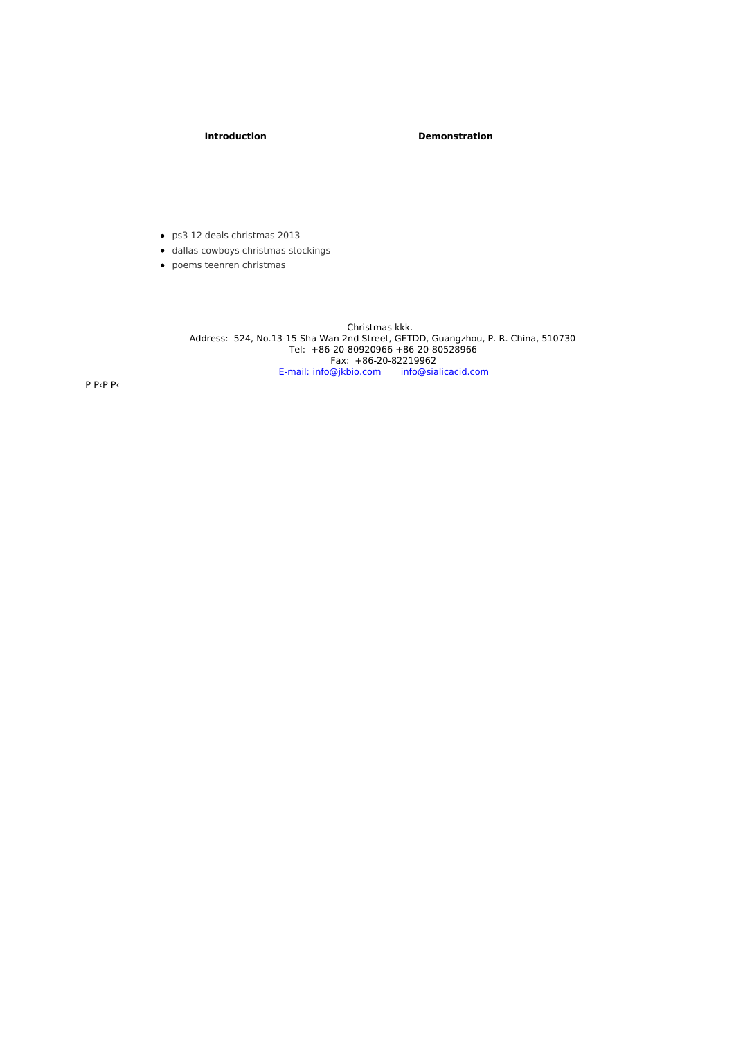**Introduction** **Demonstration**

- ps3 12 deals christmas 2013
- dallas cowboys christmas stockings
- poems teenren christmas

---

Christmas kkk.
Address: 524, No.13-15 Sha Wan 2nd Street, GETDD, Guangzhou, P. R. China, 510730
Tel: +86-20-80920966 +86-20-80528966
Fax: +86-20-82219962
E-mail: info@jkbio.com info@sialicacid.com

P P‹P P‹